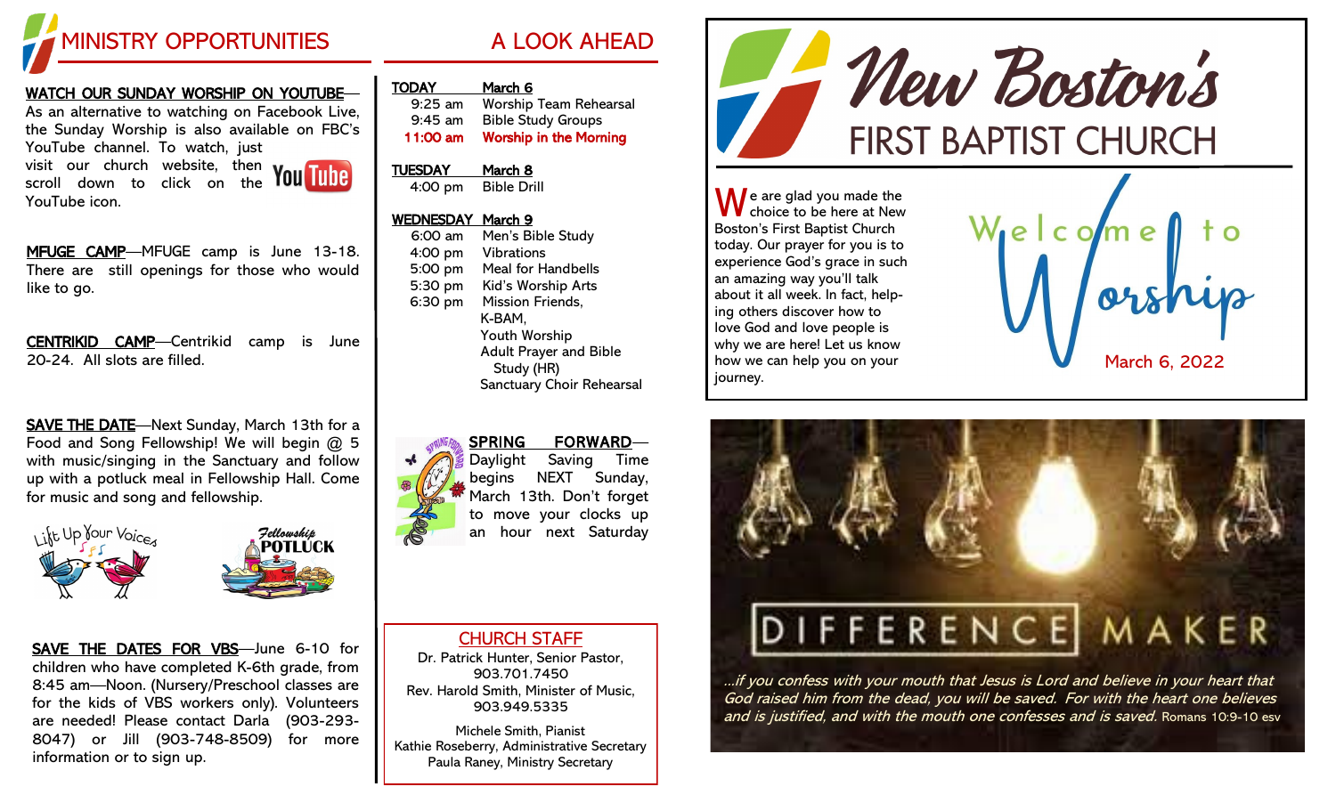# MINISTRY OPPORTUNITIES

**WATCH OUR SUNDAY WORSHIP ON YOUTUBE**—As an alternative to watching on Facebook Live, the Sunday Worship is also available on FBC's YouTube channel. To watch, just visit our church website, then scroll down to click on the YouTube icon.

**MFUGE CAMP**—MFUGE camp is June 13-18. There are still openings for those who would like to go.

**CENTRIKID CAMP**—Centrikid camp is June 20-24. All slots are filled.

**SAVE THE DATE**—Next Sunday, March 13th for a Food and Song Fellowship! We will begin @ 5 with music/singing in the Sanctuary and follow up with a potluck meal in Fellowship Hall. Come for music and song and fellowship.

Lift Up Your Voices

Fellowship POTLUCK

**SAVE THE DATES FOR VBS**—June 6-10 for children who have completed K-6th grade, from 8:45 am—Noon. (Nursery/Preschool classes are for the kids of VBS workers only). Volunteers are needed! Please contact Darla (903-293-8047) or Jill (903-748-8509) for more information or to sign up.

# A LOOK AHEAD

**TODAY** **March 6**

| | |
|---|---|
| 9:25 am | Worship Team Rehearsal |
| 9:45 am | Bible Study Groups |
| **11:00 am** | **Worship in the Morning** |

**TUESDAY** **March 8**

| | |
|---|---|
| 4:00 pm | Bible Drill |

**WEDNESDAY** **March 9**

| | |
|---|---|
| 6:00 am | Men's Bible Study |
| 4:00 pm | Vibrations |
| 5:00 pm | Meal for Handbells |
| 5:30 pm | Kid's Worship Arts |
| 6:30 pm | Mission Friends, K-BAM, Youth Worship, Adult Prayer and Bible Study (HR), Sanctuary Choir Rehearsal |

**SPRING FORWARD**—Daylight Saving Time begins NEXT Sunday, March 13th. Don't forget to move your clocks up an hour next Saturday

## CHURCH STAFF

Dr. Patrick Hunter, Senior Pastor, 903.701.7450
Rev. Harold Smith, Minister of Music, 903.949.5335

Michele Smith, Pianist
Kathie Roseberry, Administrative Secretary
Paula Raney, Ministry Secretary

# New Boston's FIRST BAPTIST CHURCH

We are glad you made the choice to be here at New Boston's First Baptist Church today. Our prayer for you is to experience God's grace in such an amazing way you'll talk about it all week. In fact, helping others discover how to love God and love people is why we are here! Let us know how we can help you on your journey.

## Welcome to Worship

March 6, 2022

## DIFFERENCE MAKER

*...if you confess with your mouth that Jesus is Lord and believe in your heart that God raised him from the dead, you will be saved. For with the heart one believes and is justified, and with the mouth one confesses and is saved.* Romans 10:9-10 ESV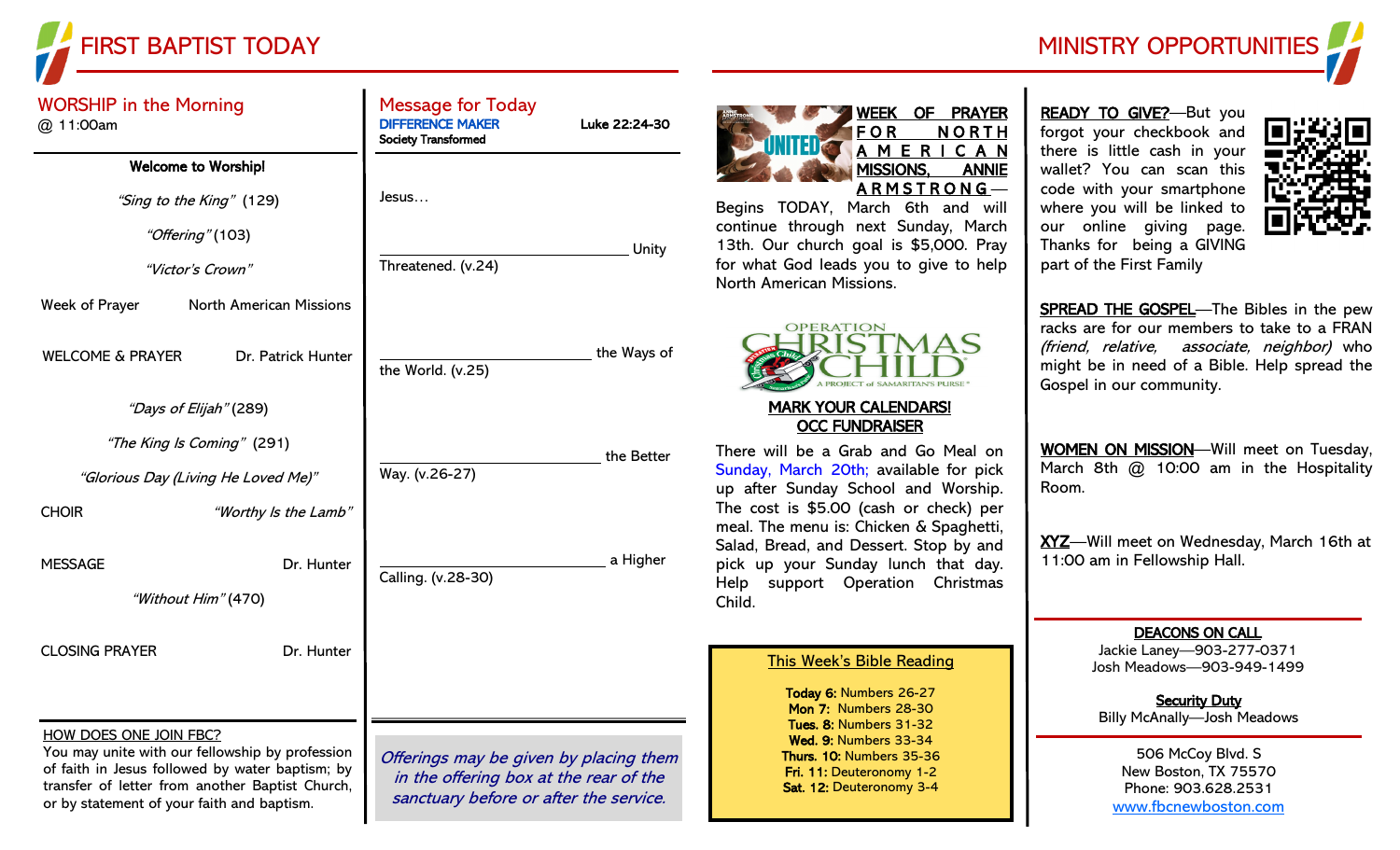# FIRST BAPTIST TODAY

## WORSHIP in the Morning

@ 11:00am

**Welcome to Worship!**

*"Sing to the King"* (129)

*"Offering"* (103)

*"Victor's Crown"*

Week of Prayer — North American Missions

WELCOME & PRAYER — Dr. Patrick Hunter

*"Days of Elijah"* (289)

*"The King Is Coming"* (291)

*"Glorious Day (Living He Loved Me)"*

CHOIR — *"Worthy Is the Lamb"*

MESSAGE — Dr. Hunter

*"Without Him"* (470)

CLOSING PRAYER — Dr. Hunter

**HOW DOES ONE JOIN FBC?**

You may unite with our fellowship by profession of faith in Jesus followed by water baptism; by transfer of letter from another Baptist Church, or by statement of your faith and baptism.

## Message for Today

**DIFFERENCE MAKER** — **Luke 22:24-30**

**Society Transformed**

Jesus…

______________________ Unity Threatened. (v.24)

______________________ the Ways of the World. (v.25)

______________________ the Better Way. (v.26-27)

______________________ a Higher Calling. (v.28-30)

*Offerings may be given by placing them in the offering box at the rear of the sanctuary before or after the service.*

# MINISTRY OPPORTUNITIES

**WEEK OF PRAYER FOR NORTH AMERICAN MISSIONS, ANNIE ARMSTRONG**—Begins TODAY, March 6th and will continue through next Sunday, March 13th. Our church goal is $5,000. Pray for what God leads you to give to help North American Missions.

OPERATION CHRISTMAS CHILD — A PROJECT of SAMARITAN'S PURSE

**MARK YOUR CALENDARS!**
**OCC FUNDRAISER**

There will be a Grab and Go Meal on Sunday, March 20th; available for pick up after Sunday School and Worship. The cost is $5.00 (cash or check) per meal. The menu is: Chicken & Spaghetti, Salad, Bread, and Dessert. Stop by and pick up your Sunday lunch that day. Help support Operation Christmas Child.

**This Week's Bible Reading**

**Today 6:** Numbers 26-27
**Mon 7:** Numbers 28-30
**Tues. 8:** Numbers 31-32
**Wed. 9:** Numbers 33-34
**Thurs. 10:** Numbers 35-36
**Fri. 11:** Deuteronomy 1-2
**Sat. 12:** Deuteronomy 3-4

**READY TO GIVE?**—But you forgot your checkbook and there is little cash in your wallet? You can scan this code with your smartphone where you will be linked to our online giving page. Thanks for being a GIVING part of the First Family

**SPREAD THE GOSPEL**—The Bibles in the pew racks are for our members to take to a FRAN *(friend, relative, associate, neighbor)* who might be in need of a Bible. Help spread the Gospel in our community.

**WOMEN ON MISSION**—Will meet on Tuesday, March 8th @ 10:00 am in the Hospitality Room.

**XYZ**—Will meet on Wednesday, March 16th at 11:00 am in Fellowship Hall.

**DEACONS ON CALL**

Jackie Laney—903-277-0371
Josh Meadows—903-949-1499

**Security Duty**

Billy McAnally—Josh Meadows

506 McCoy Blvd. S
New Boston, TX 75570
Phone: 903.628.2531
www.fbcnewboston.com